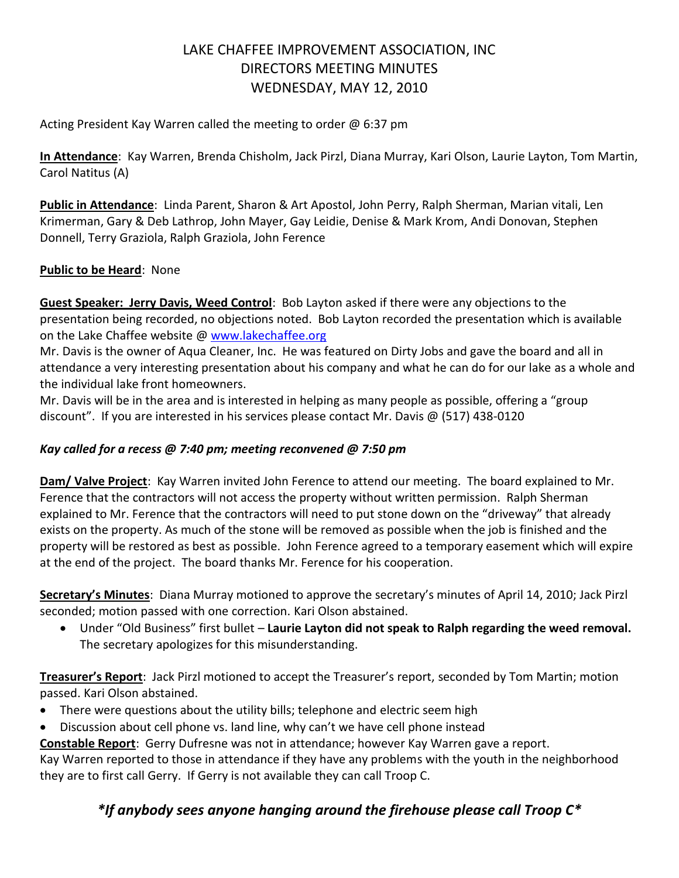# LAKE CHAFFEE IMPROVEMENT ASSOCIATION, INC
# DIRECTORS MEETING MINUTES
# WEDNESDAY, MAY 12, 2010

Acting President Kay Warren called the meeting to order @ 6:37 pm

**In Attendance**: Kay Warren, Brenda Chisholm, Jack Pirzl, Diana Murray, Kari Olson, Laurie Layton, Tom Martin, Carol Natitus (A)

**Public in Attendance**: Linda Parent, Sharon & Art Apostol, John Perry, Ralph Sherman, Marian vitali, Len Krimerman, Gary & Deb Lathrop, John Mayer, Gay Leidie, Denise & Mark Krom, Andi Donovan, Stephen Donnell, Terry Graziola, Ralph Graziola, John Ference

**Public to be Heard**: None

**Guest Speaker: Jerry Davis, Weed Control**: Bob Layton asked if there were any objections to the presentation being recorded, no objections noted. Bob Layton recorded the presentation which is available on the Lake Chaffee website @ www.lakechaffee.org

Mr. Davis is the owner of Aqua Cleaner, Inc. He was featured on Dirty Jobs and gave the board and all in attendance a very interesting presentation about his company and what he can do for our lake as a whole and the individual lake front homeowners.

Mr. Davis will be in the area and is interested in helping as many people as possible, offering a "group discount". If you are interested in his services please contact Mr. Davis @ (517) 438-0120

***Kay called for a recess @ 7:40 pm; meeting reconvened @ 7:50 pm***

**Dam/ Valve Project**: Kay Warren invited John Ference to attend our meeting. The board explained to Mr. Ference that the contractors will not access the property without written permission. Ralph Sherman explained to Mr. Ference that the contractors will need to put stone down on the "driveway" that already exists on the property. As much of the stone will be removed as possible when the job is finished and the property will be restored as best as possible. John Ference agreed to a temporary easement which will expire at the end of the project. The board thanks Mr. Ference for his cooperation.

**Secretary's Minutes**: Diana Murray motioned to approve the secretary's minutes of April 14, 2010; Jack Pirzl seconded; motion passed with one correction. Kari Olson abstained.

- Under "Old Business" first bullet – **Laurie Layton did not speak to Ralph regarding the weed removal.** The secretary apologizes for this misunderstanding.

**Treasurer's Report**: Jack Pirzl motioned to accept the Treasurer's report, seconded by Tom Martin; motion passed. Kari Olson abstained.

- There were questions about the utility bills; telephone and electric seem high
- Discussion about cell phone vs. land line, why can't we have cell phone instead

**Constable Report**: Gerry Dufresne was not in attendance; however Kay Warren gave a report.

Kay Warren reported to those in attendance if they have any problems with the youth in the neighborhood they are to first call Gerry. If Gerry is not available they can call Troop C.

***\*If anybody sees anyone hanging around the firehouse please call Troop C\****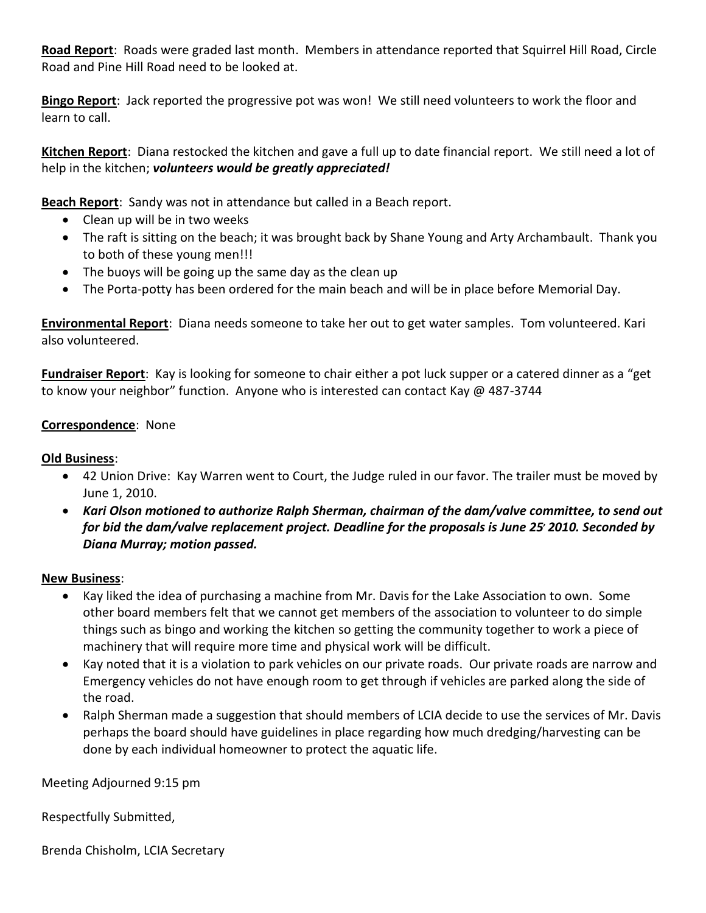**Road Report**: Roads were graded last month. Members in attendance reported that Squirrel Hill Road, Circle Road and Pine Hill Road need to be looked at.

**Bingo Report**: Jack reported the progressive pot was won! We still need volunteers to work the floor and learn to call.

**Kitchen Report**: Diana restocked the kitchen and gave a full up to date financial report. We still need a lot of help in the kitchen; ***volunteers would be greatly appreciated!***

**Beach Report**: Sandy was not in attendance but called in a Beach report.

- Clean up will be in two weeks
- The raft is sitting on the beach; it was brought back by Shane Young and Arty Archambault. Thank you to both of these young men!!!
- The buoys will be going up the same day as the clean up
- The Porta-potty has been ordered for the main beach and will be in place before Memorial Day.

**Environmental Report**: Diana needs someone to take her out to get water samples. Tom volunteered. Kari also volunteered.

**Fundraiser Report**: Kay is looking for someone to chair either a pot luck supper or a catered dinner as a "get to know your neighbor" function. Anyone who is interested can contact Kay @ 487-3744

**Correspondence**: None

**Old Business**:

- 42 Union Drive: Kay Warren went to Court, the Judge ruled in our favor. The trailer must be moved by June 1, 2010.
- ***Kari Olson motioned to authorize Ralph Sherman, chairman of the dam/valve committee, to send out for bid the dam/valve replacement project. Deadline for the proposals is June 25, 2010. Seconded by Diana Murray; motion passed.***

**New Business**:

- Kay liked the idea of purchasing a machine from Mr. Davis for the Lake Association to own. Some other board members felt that we cannot get members of the association to volunteer to do simple things such as bingo and working the kitchen so getting the community together to work a piece of machinery that will require more time and physical work will be difficult.
- Kay noted that it is a violation to park vehicles on our private roads. Our private roads are narrow and Emergency vehicles do not have enough room to get through if vehicles are parked along the side of the road.
- Ralph Sherman made a suggestion that should members of LCIA decide to use the services of Mr. Davis perhaps the board should have guidelines in place regarding how much dredging/harvesting can be done by each individual homeowner to protect the aquatic life.

Meeting Adjourned 9:15 pm

Respectfully Submitted,

Brenda Chisholm, LCIA Secretary